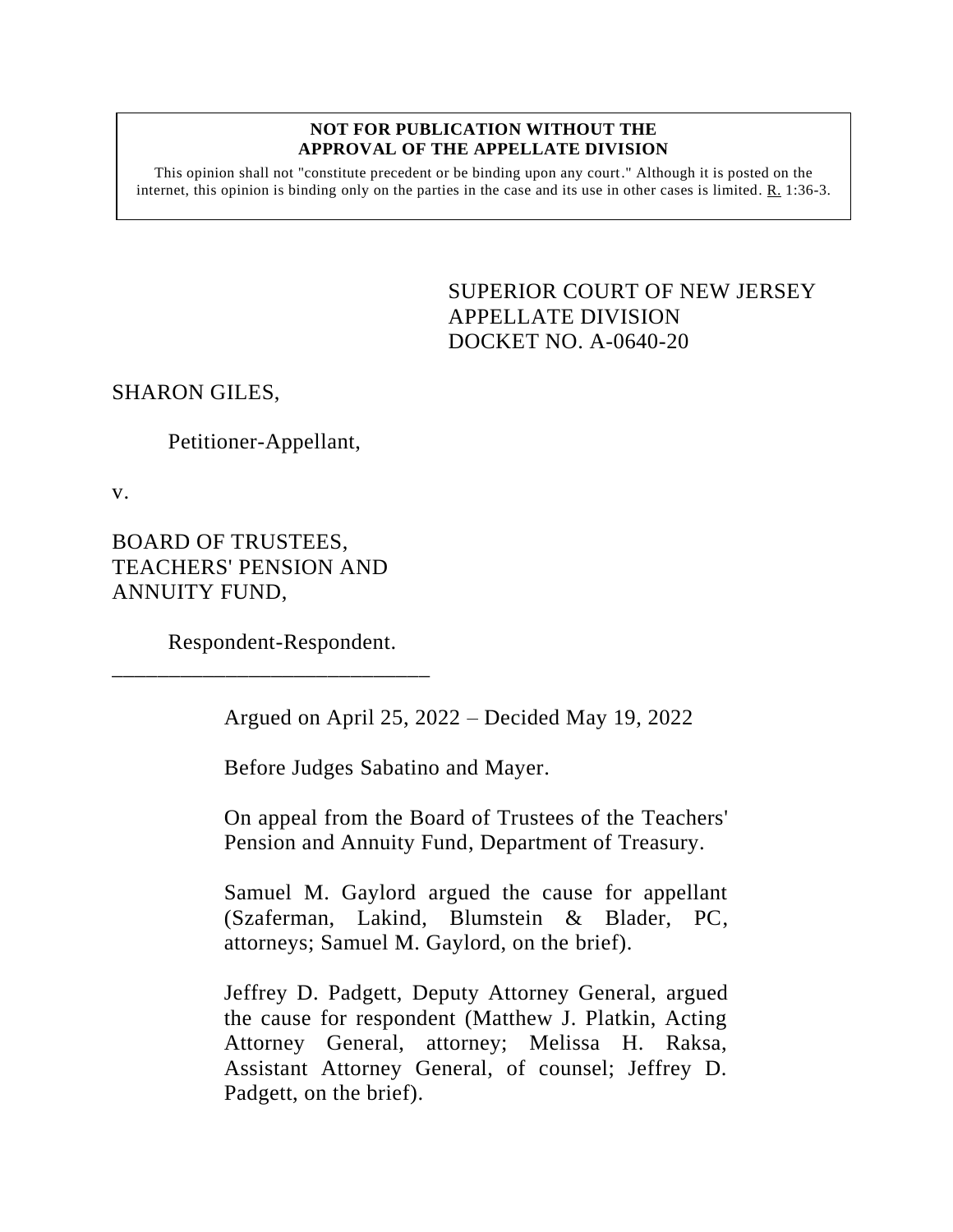**NOT FOR PUBLICATION WITHOUT THE APPROVAL OF THE APPELLATE DIVISION**

This opinion shall not "constitute precedent or be binding upon any court." Although it is posted on the internet, this opinion is binding only on the parties in the case and its use in other cases is limited. R. 1:36-3.

SUPERIOR COURT OF NEW JERSEY
APPELLATE DIVISION
DOCKET NO. A-0640-20

SHARON GILES,

Petitioner-Appellant,

v.

BOARD OF TRUSTEES, TEACHERS' PENSION AND ANNUITY FUND,

Respondent-Respondent.

\_\_\_\_\_\_\_\_\_\_\_\_\_\_\_\_\_\_\_\_\_\_\_\_\_\_\_\_\_\_

Argued on April 25, 2022 – Decided May 19, 2022

Before Judges Sabatino and Mayer.

On appeal from the Board of Trustees of the Teachers' Pension and Annuity Fund, Department of Treasury.

Samuel M. Gaylord argued the cause for appellant (Szaferman, Lakind, Blumstein & Blader, PC, attorneys; Samuel M. Gaylord, on the brief).

Jeffrey D. Padgett, Deputy Attorney General, argued the cause for respondent (Matthew J. Platkin, Acting Attorney General, attorney; Melissa H. Raksa, Assistant Attorney General, of counsel; Jeffrey D. Padgett, on the brief).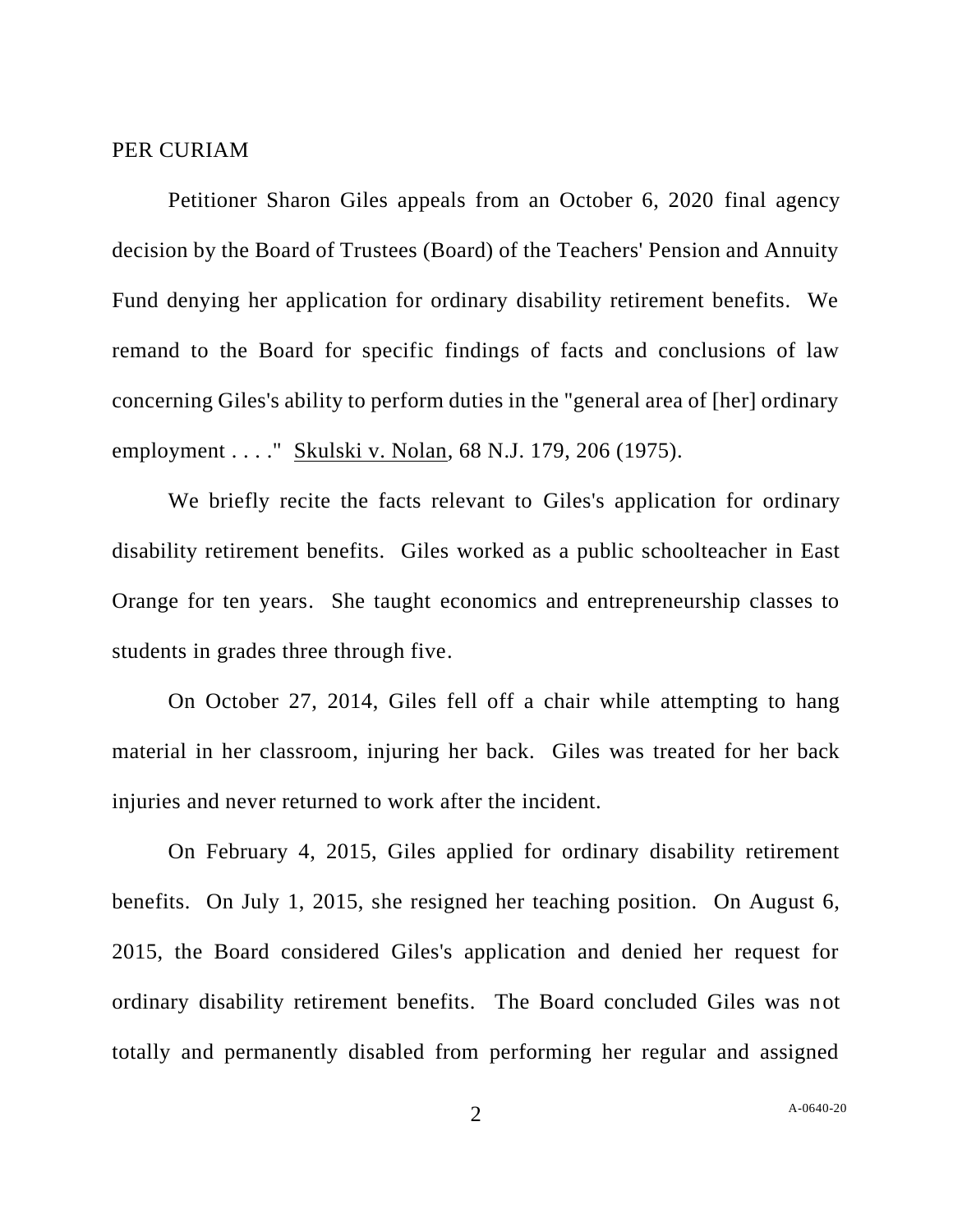PER CURIAM

Petitioner Sharon Giles appeals from an October 6, 2020 final agency decision by the Board of Trustees (Board) of the Teachers' Pension and Annuity Fund denying her application for ordinary disability retirement benefits. We remand to the Board for specific findings of facts and conclusions of law concerning Giles's ability to perform duties in the "general area of [her] ordinary employment . . . ." Skulski v. Nolan, 68 N.J. 179, 206 (1975).

We briefly recite the facts relevant to Giles's application for ordinary disability retirement benefits. Giles worked as a public schoolteacher in East Orange for ten years. She taught economics and entrepreneurship classes to students in grades three through five.

On October 27, 2014, Giles fell off a chair while attempting to hang material in her classroom, injuring her back. Giles was treated for her back injuries and never returned to work after the incident.

On February 4, 2015, Giles applied for ordinary disability retirement benefits. On July 1, 2015, she resigned her teaching position. On August 6, 2015, the Board considered Giles's application and denied her request for ordinary disability retirement benefits. The Board concluded Giles was not totally and permanently disabled from performing her regular and assigned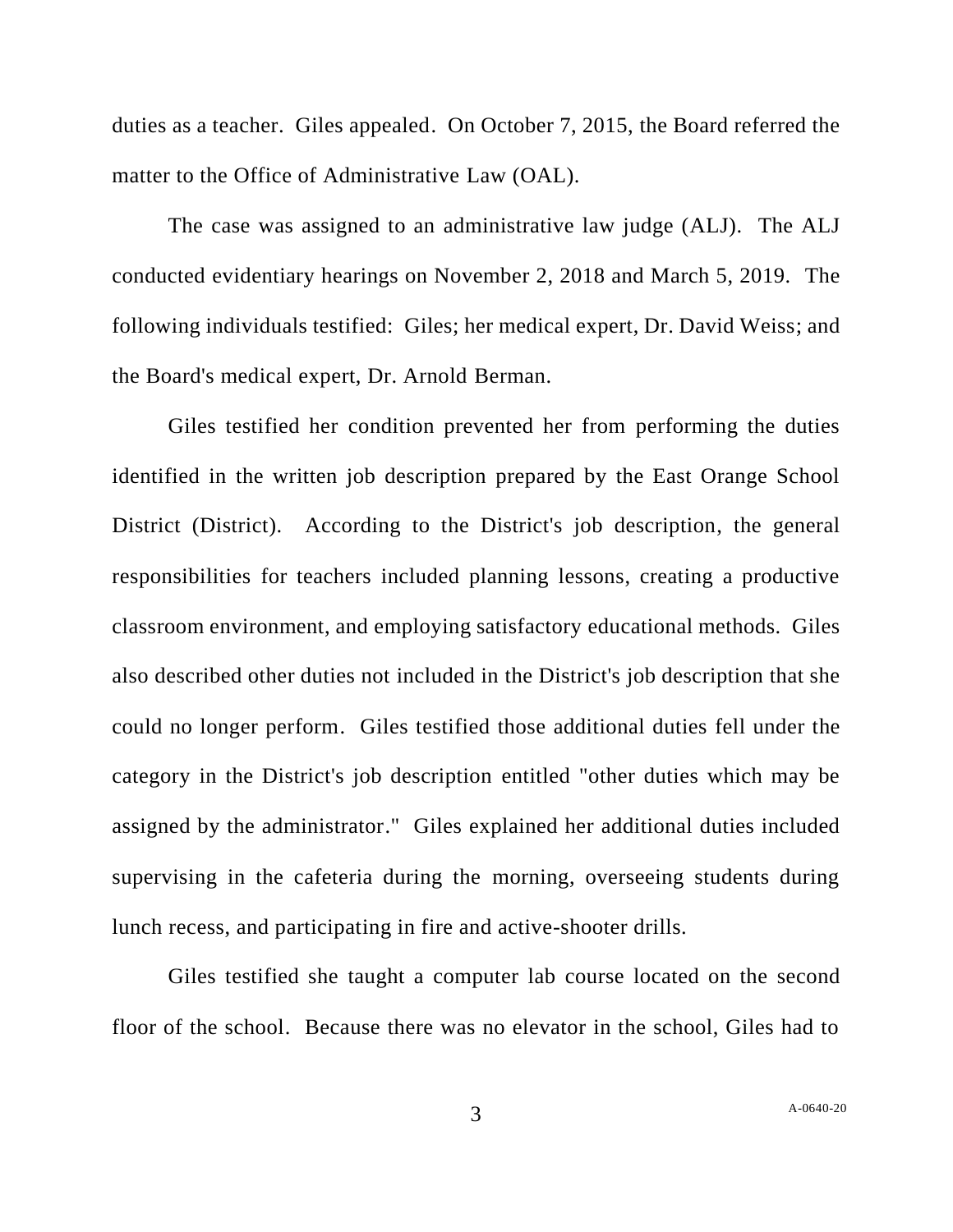duties as a teacher. Giles appealed. On October 7, 2015, the Board referred the matter to the Office of Administrative Law (OAL).

The case was assigned to an administrative law judge (ALJ). The ALJ conducted evidentiary hearings on November 2, 2018 and March 5, 2019. The following individuals testified: Giles; her medical expert, Dr. David Weiss; and the Board's medical expert, Dr. Arnold Berman.

Giles testified her condition prevented her from performing the duties identified in the written job description prepared by the East Orange School District (District). According to the District's job description, the general responsibilities for teachers included planning lessons, creating a productive classroom environment, and employing satisfactory educational methods. Giles also described other duties not included in the District's job description that she could no longer perform. Giles testified those additional duties fell under the category in the District's job description entitled "other duties which may be assigned by the administrator." Giles explained her additional duties included supervising in the cafeteria during the morning, overseeing students during lunch recess, and participating in fire and active-shooter drills.

Giles testified she taught a computer lab course located on the second floor of the school. Because there was no elevator in the school, Giles had to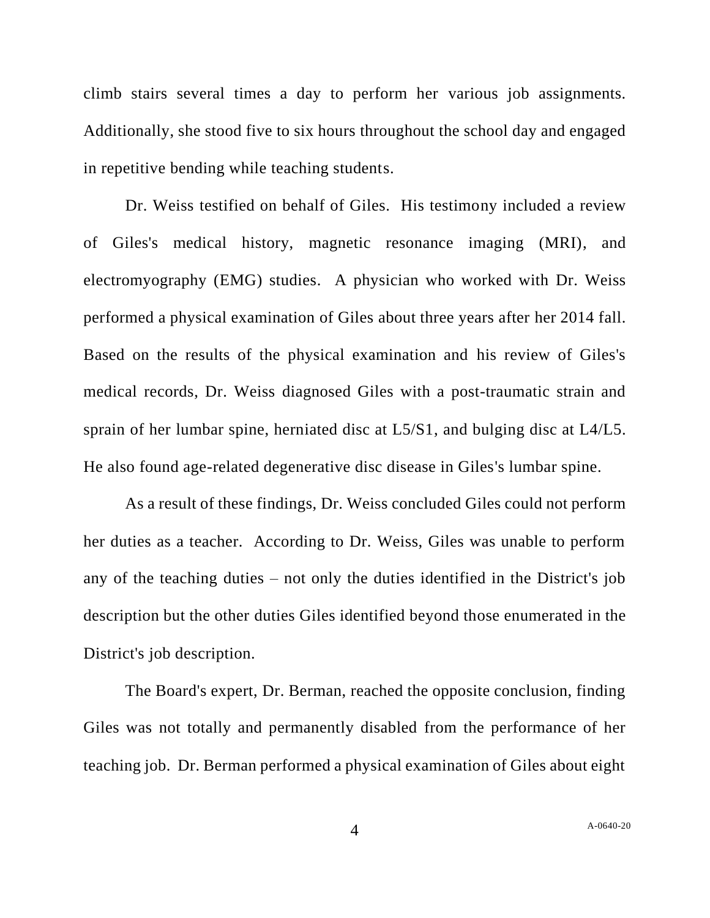climb stairs several times a day to perform her various job assignments. Additionally, she stood five to six hours throughout the school day and engaged in repetitive bending while teaching students.

Dr. Weiss testified on behalf of Giles. His testimony included a review of Giles's medical history, magnetic resonance imaging (MRI), and electromyography (EMG) studies. A physician who worked with Dr. Weiss performed a physical examination of Giles about three years after her 2014 fall. Based on the results of the physical examination and his review of Giles's medical records, Dr. Weiss diagnosed Giles with a post-traumatic strain and sprain of her lumbar spine, herniated disc at L5/S1, and bulging disc at L4/L5. He also found age-related degenerative disc disease in Giles's lumbar spine.

As a result of these findings, Dr. Weiss concluded Giles could not perform her duties as a teacher. According to Dr. Weiss, Giles was unable to perform any of the teaching duties – not only the duties identified in the District's job description but the other duties Giles identified beyond those enumerated in the District's job description.

The Board's expert, Dr. Berman, reached the opposite conclusion, finding Giles was not totally and permanently disabled from the performance of her teaching job. Dr. Berman performed a physical examination of Giles about eight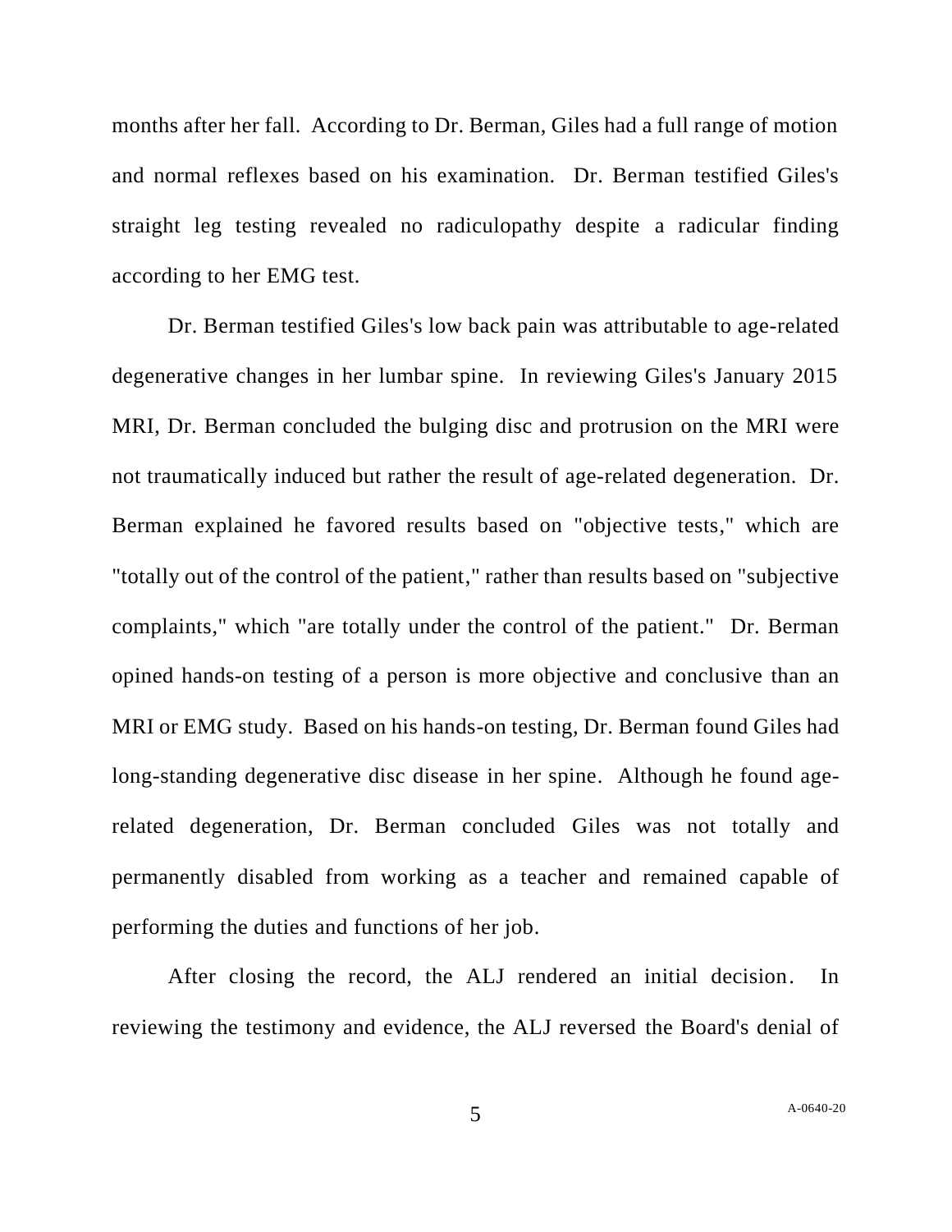months after her fall. According to Dr. Berman, Giles had a full range of motion and normal reflexes based on his examination. Dr. Berman testified Giles's straight leg testing revealed no radiculopathy despite a radicular finding according to her EMG test.

Dr. Berman testified Giles's low back pain was attributable to age-related degenerative changes in her lumbar spine. In reviewing Giles's January 2015 MRI, Dr. Berman concluded the bulging disc and protrusion on the MRI were not traumatically induced but rather the result of age-related degeneration. Dr. Berman explained he favored results based on "objective tests," which are "totally out of the control of the patient," rather than results based on "subjective complaints," which "are totally under the control of the patient." Dr. Berman opined hands-on testing of a person is more objective and conclusive than an MRI or EMG study. Based on his hands-on testing, Dr. Berman found Giles had long-standing degenerative disc disease in her spine. Although he found age-related degeneration, Dr. Berman concluded Giles was not totally and permanently disabled from working as a teacher and remained capable of performing the duties and functions of her job.

After closing the record, the ALJ rendered an initial decision. In reviewing the testimony and evidence, the ALJ reversed the Board's denial of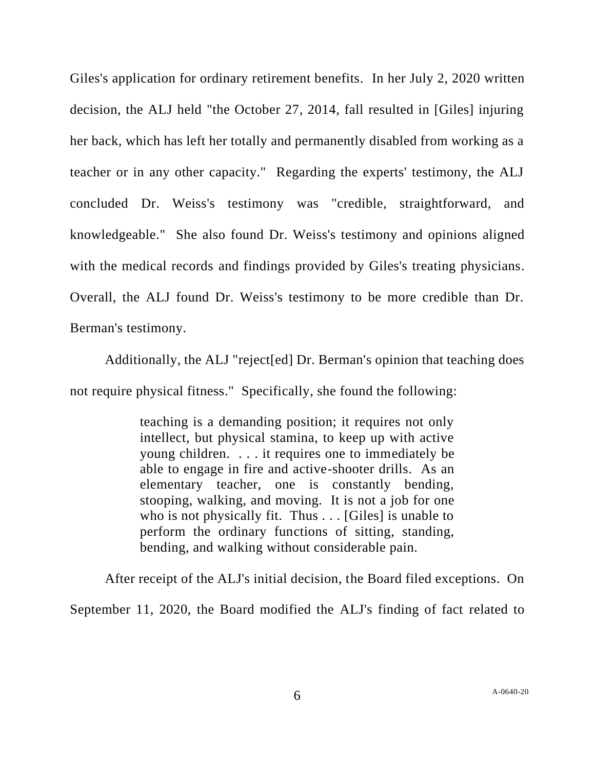Giles's application for ordinary retirement benefits. In her July 2, 2020 written decision, the ALJ held "the October 27, 2014, fall resulted in [Giles] injuring her back, which has left her totally and permanently disabled from working as a teacher or in any other capacity." Regarding the experts' testimony, the ALJ concluded Dr. Weiss's testimony was "credible, straightforward, and knowledgeable." She also found Dr. Weiss's testimony and opinions aligned with the medical records and findings provided by Giles's treating physicians. Overall, the ALJ found Dr. Weiss's testimony to be more credible than Dr. Berman's testimony.

Additionally, the ALJ "reject[ed] Dr. Berman's opinion that teaching does not require physical fitness." Specifically, she found the following:

> teaching is a demanding position; it requires not only intellect, but physical stamina, to keep up with active young children. . . . it requires one to immediately be able to engage in fire and active-shooter drills. As an elementary teacher, one is constantly bending, stooping, walking, and moving. It is not a job for one who is not physically fit. Thus . . . [Giles] is unable to perform the ordinary functions of sitting, standing, bending, and walking without considerable pain.

After receipt of the ALJ's initial decision, the Board filed exceptions. On September 11, 2020, the Board modified the ALJ's finding of fact related to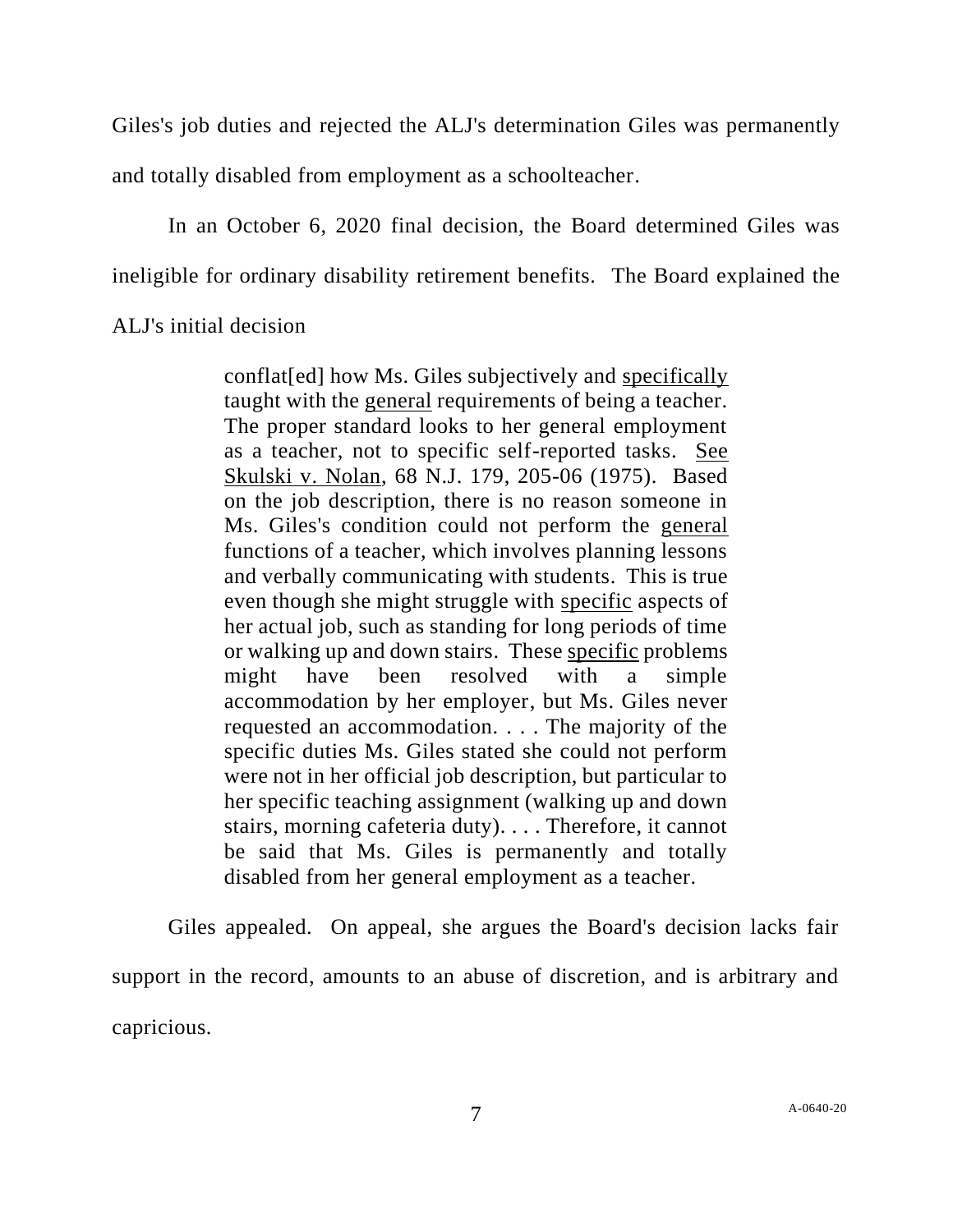Giles's job duties and rejected the ALJ's determination Giles was permanently and totally disabled from employment as a schoolteacher.

In an October 6, 2020 final decision, the Board determined Giles was ineligible for ordinary disability retirement benefits. The Board explained the ALJ's initial decision

> conflat[ed] how Ms. Giles subjectively and specifically taught with the general requirements of being a teacher. The proper standard looks to her general employment as a teacher, not to specific self-reported tasks. See Skulski v. Nolan, 68 N.J. 179, 205-06 (1975). Based on the job description, there is no reason someone in Ms. Giles's condition could not perform the general functions of a teacher, which involves planning lessons and verbally communicating with students. This is true even though she might struggle with specific aspects of her actual job, such as standing for long periods of time or walking up and down stairs. These specific problems might have been resolved with a simple accommodation by her employer, but Ms. Giles never requested an accommodation. . . . The majority of the specific duties Ms. Giles stated she could not perform were not in her official job description, but particular to her specific teaching assignment (walking up and down stairs, morning cafeteria duty). . . . Therefore, it cannot be said that Ms. Giles is permanently and totally disabled from her general employment as a teacher.

Giles appealed. On appeal, she argues the Board's decision lacks fair support in the record, amounts to an abuse of discretion, and is arbitrary and capricious.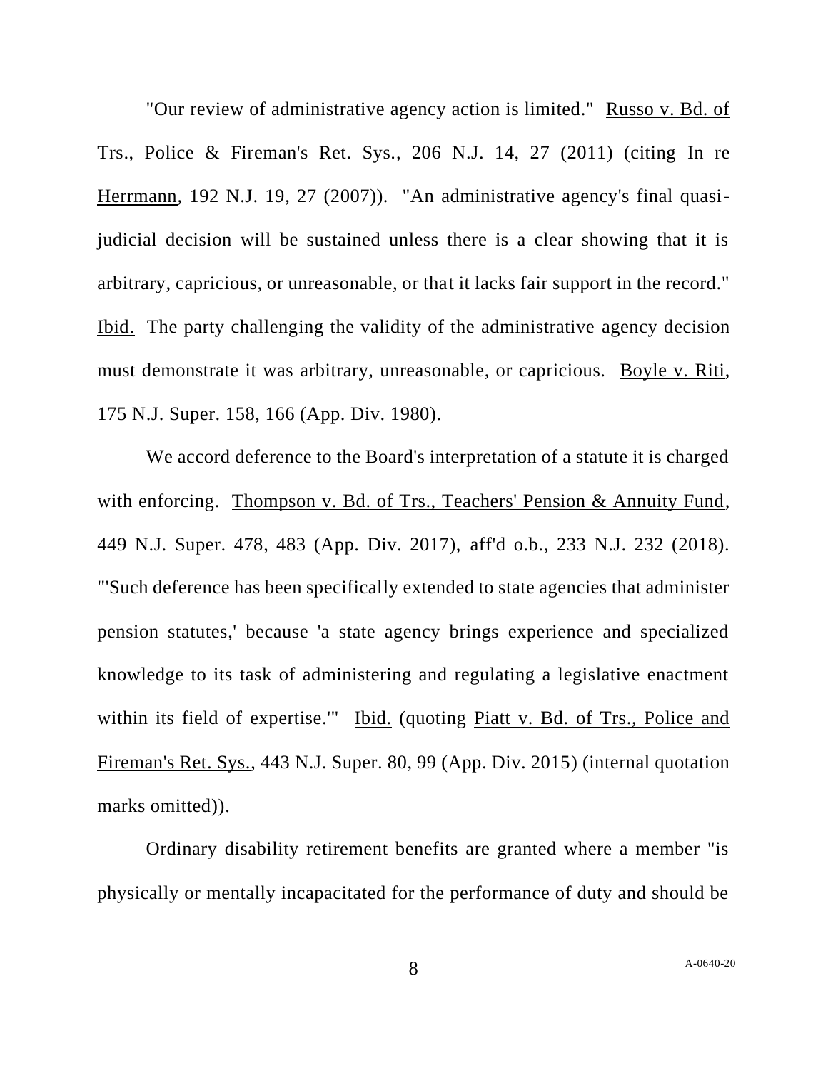"Our review of administrative agency action is limited." Russo v. Bd. of Trs., Police & Fireman's Ret. Sys., 206 N.J. 14, 27 (2011) (citing In re Herrmann, 192 N.J. 19, 27 (2007)). "An administrative agency's final quasi-judicial decision will be sustained unless there is a clear showing that it is arbitrary, capricious, or unreasonable, or that it lacks fair support in the record." Ibid. The party challenging the validity of the administrative agency decision must demonstrate it was arbitrary, unreasonable, or capricious. Boyle v. Riti, 175 N.J. Super. 158, 166 (App. Div. 1980).

We accord deference to the Board's interpretation of a statute it is charged with enforcing. Thompson v. Bd. of Trs., Teachers' Pension & Annuity Fund, 449 N.J. Super. 478, 483 (App. Div. 2017), aff'd o.b., 233 N.J. 232 (2018). "'Such deference has been specifically extended to state agencies that administer pension statutes,' because 'a state agency brings experience and specialized knowledge to its task of administering and regulating a legislative enactment within its field of expertise.'" Ibid. (quoting Piatt v. Bd. of Trs., Police and Fireman's Ret. Sys., 443 N.J. Super. 80, 99 (App. Div. 2015) (internal quotation marks omitted)).

Ordinary disability retirement benefits are granted where a member "is physically or mentally incapacitated for the performance of duty and should be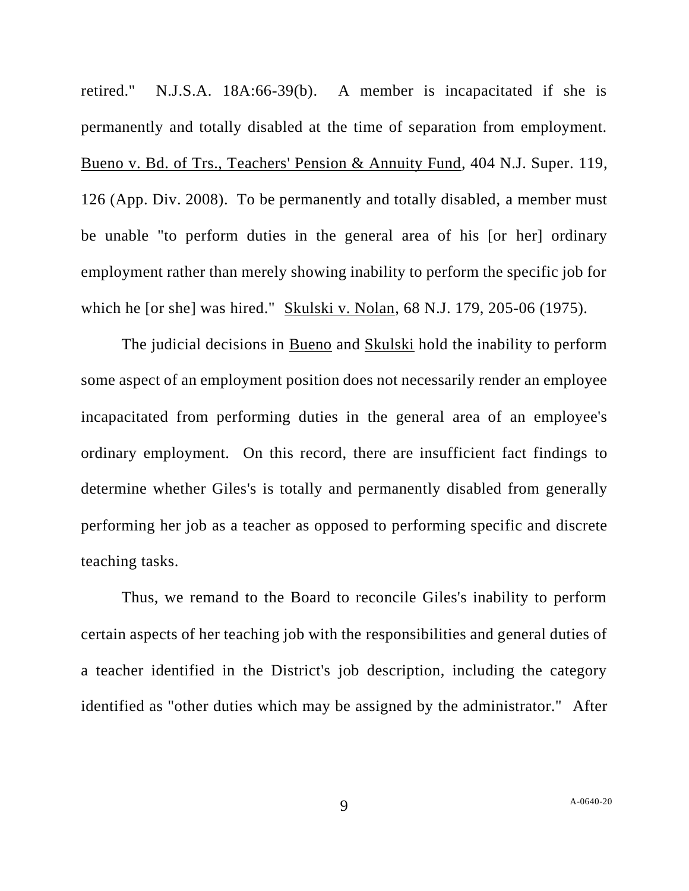retired." N.J.S.A. 18A:66-39(b). A member is incapacitated if she is permanently and totally disabled at the time of separation from employment. Bueno v. Bd. of Trs., Teachers' Pension & Annuity Fund, 404 N.J. Super. 119, 126 (App. Div. 2008). To be permanently and totally disabled, a member must be unable "to perform duties in the general area of his [or her] ordinary employment rather than merely showing inability to perform the specific job for which he [or she] was hired." Skulski v. Nolan, 68 N.J. 179, 205-06 (1975).

The judicial decisions in Bueno and Skulski hold the inability to perform some aspect of an employment position does not necessarily render an employee incapacitated from performing duties in the general area of an employee's ordinary employment. On this record, there are insufficient fact findings to determine whether Giles's is totally and permanently disabled from generally performing her job as a teacher as opposed to performing specific and discrete teaching tasks.

Thus, we remand to the Board to reconcile Giles's inability to perform certain aspects of her teaching job with the responsibilities and general duties of a teacher identified in the District's job description, including the category identified as "other duties which may be assigned by the administrator." After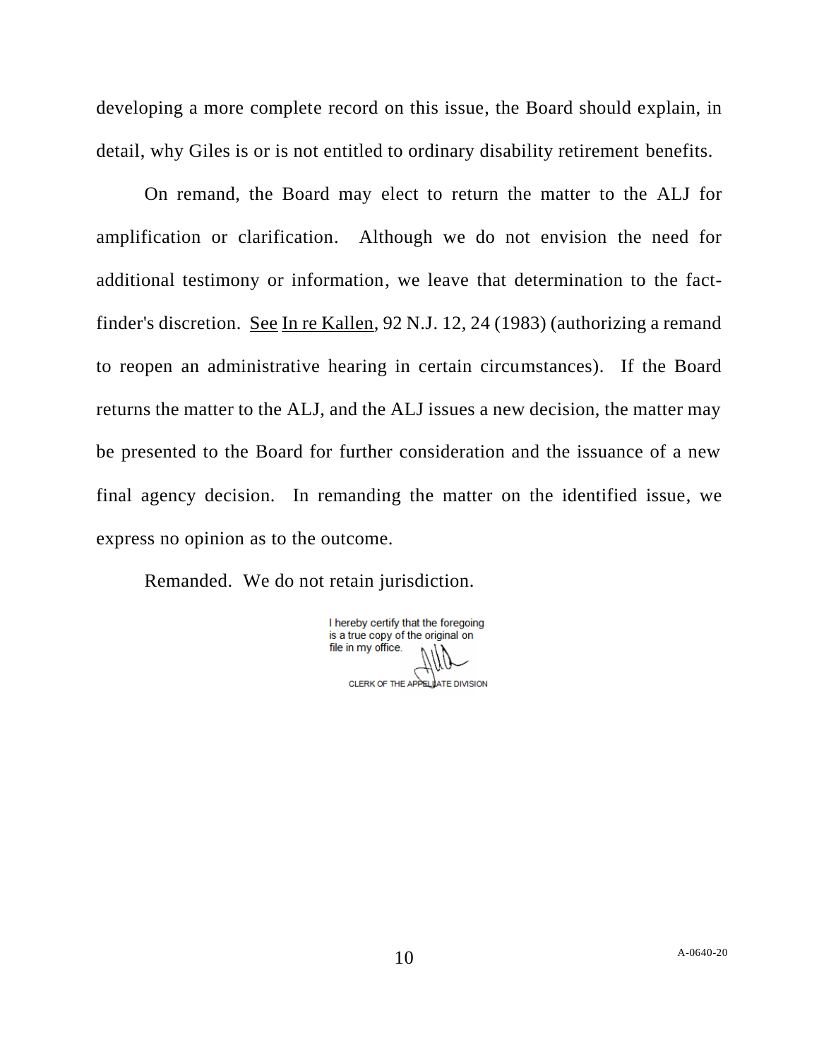developing a more complete record on this issue, the Board should explain, in detail, why Giles is or is not entitled to ordinary disability retirement benefits.

On remand, the Board may elect to return the matter to the ALJ for amplification or clarification. Although we do not envision the need for additional testimony or information, we leave that determination to the fact-finder's discretion. See In re Kallen, 92 N.J. 12, 24 (1983) (authorizing a remand to reopen an administrative hearing in certain circumstances). If the Board returns the matter to the ALJ, and the ALJ issues a new decision, the matter may be presented to the Board for further consideration and the issuance of a new final agency decision. In remanding the matter on the identified issue, we express no opinion as to the outcome.

Remanded. We do not retain jurisdiction.

I hereby certify that the foregoing is a true copy of the original on file in my office.

CLERK OF THE APPELLATE DIVISION